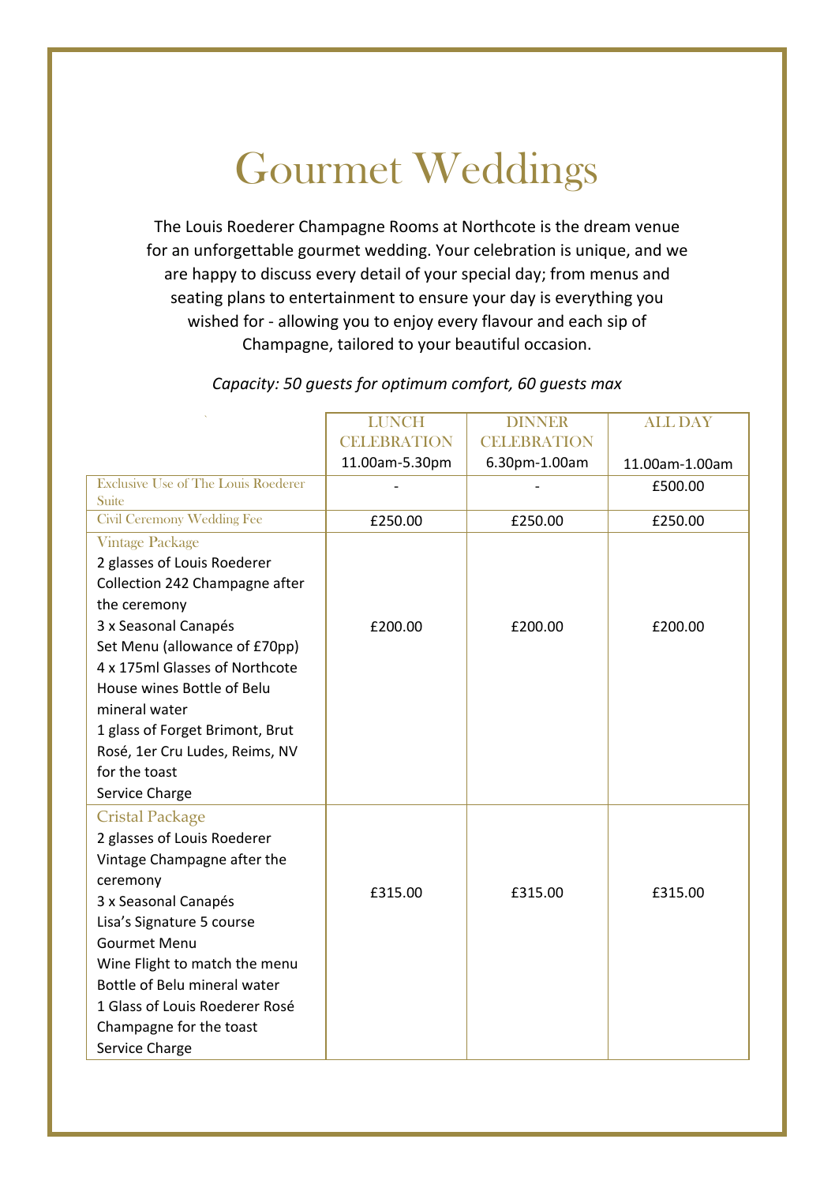# Gourmet Weddings

The Louis Roederer Champagne Rooms at Northcote is the dream venue for an unforgettable gourmet wedding. Your celebration is unique, and we are happy to discuss every detail of your special day; from menus and seating plans to entertainment to ensure your day is everything you wished for - allowing you to enjoy every flavour and each sip of Champagne, tailored to your beautiful occasion.

*Capacity: 50 guests for optimum comfort, 60 guests max*

| | LUNCH CELEBRATION 11.00am-5.30pm | DINNER CELEBRATION 6.30pm-1.00am | ALL DAY 11.00am-1.00am |
|---|---|---|---|
| Exclusive Use of The Louis Roederer Suite | - | - | £500.00 |
| Civil Ceremony Wedding Fee | £250.00 | £250.00 | £250.00 |
| Vintage Package<br>2 glasses of Louis Roederer Collection 242 Champagne after the ceremony<br>3 x Seasonal Canapés<br>Set Menu (allowance of £70pp)<br>4 x 175ml Glasses of Northcote House wines Bottle of Belu mineral water<br>1 glass of Forget Brimont, Brut Rosé, 1er Cru Ludes, Reims, NV for the toast<br>Service Charge | £200.00 | £200.00 | £200.00 |
| Cristal Package<br>2 glasses of Louis Roederer Vintage Champagne after the ceremony<br>3 x Seasonal Canapés<br>Lisa's Signature 5 course Gourmet Menu<br>Wine Flight to match the menu<br>Bottle of Belu mineral water<br>1 Glass of Louis Roederer Rosé Champagne for the toast<br>Service Charge | £315.00 | £315.00 | £315.00 |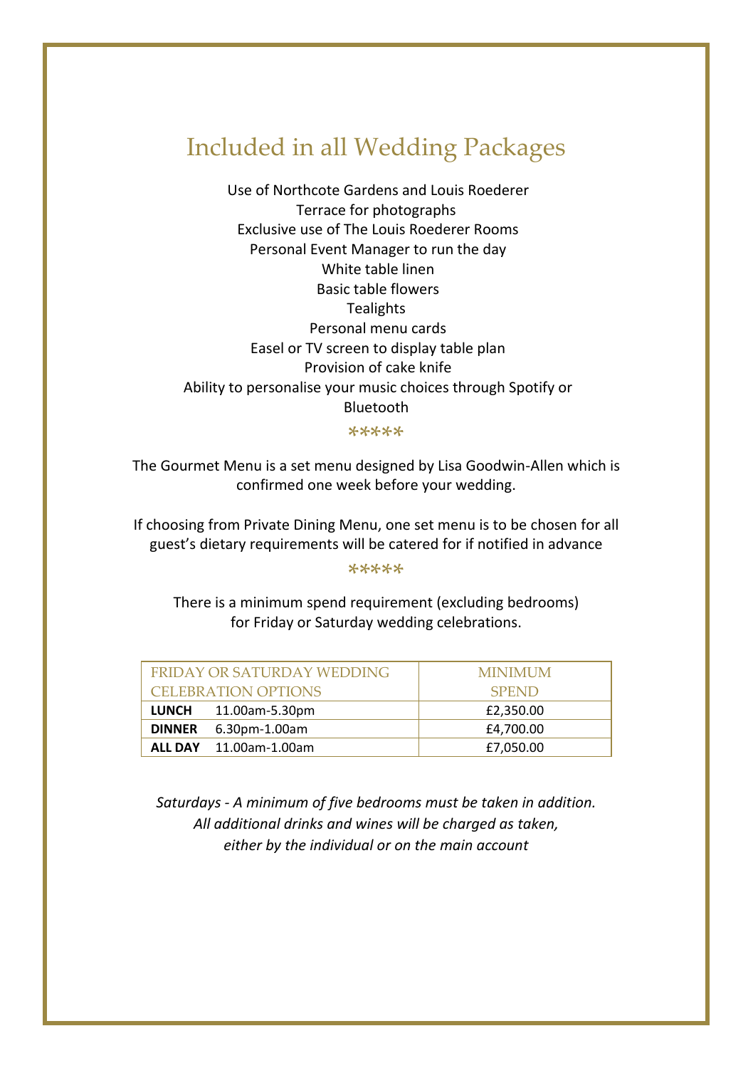# Included in all Wedding Packages

Use of Northcote Gardens and Louis Roederer
Terrace for photographs
Exclusive use of The Louis Roederer Rooms
Personal Event Manager to run the day
White table linen
Basic table flowers
Tealights
Personal menu cards
Easel or TV screen to display table plan
Provision of cake knife
Ability to personalise your music choices through Spotify or Bluetooth

*****

The Gourmet Menu is a set menu designed by Lisa Goodwin-Allen which is confirmed one week before your wedding.

If choosing from Private Dining Menu, one set menu is to be chosen for all guest's dietary requirements will be catered for if notified in advance

*****

There is a minimum spend requirement (excluding bedrooms) for Friday or Saturday wedding celebrations.

| FRIDAY OR SATURDAY WEDDING CELEBRATION OPTIONS | | MINIMUM SPEND |
|---|---|---|
| **LUNCH** | 11.00am-5.30pm | £2,350.00 |
| **DINNER** | 6.30pm-1.00am | £4,700.00 |
| **ALL DAY** | 11.00am-1.00am | £7,050.00 |

*Saturdays - A minimum of five bedrooms must be taken in addition.*
*All additional drinks and wines will be charged as taken,*
*either by the individual or on the main account*